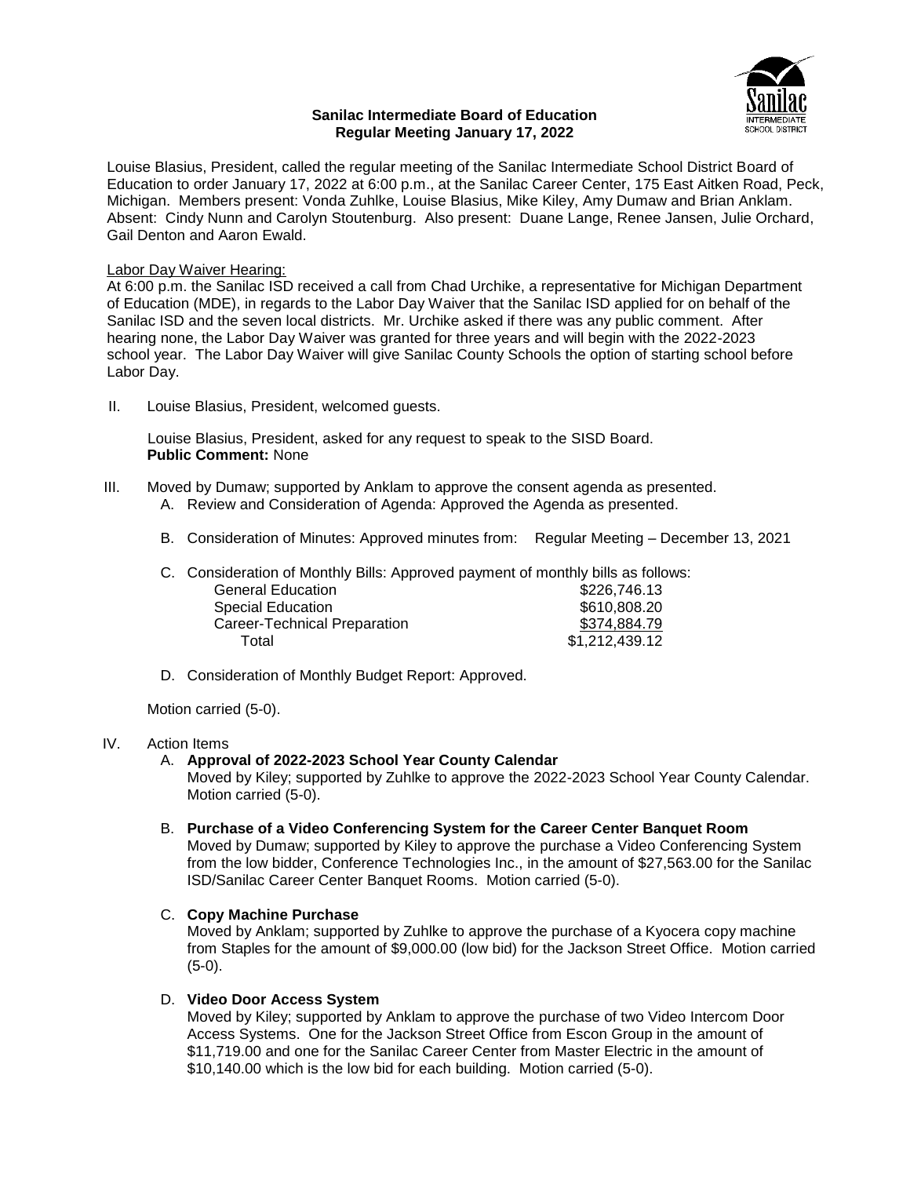**Sanilac Intermediate Board of Education**
**Regular Meeting January 17, 2022**

Louise Blasius, President, called the regular meeting of the Sanilac Intermediate School District Board of Education to order January 17, 2022 at 6:00 p.m., at the Sanilac Career Center, 175 East Aitken Road, Peck, Michigan. Members present: Vonda Zuhlke, Louise Blasius, Mike Kiley, Amy Dumaw and Brian Anklam. Absent: Cindy Nunn and Carolyn Stoutenburg. Also present: Duane Lange, Renee Jansen, Julie Orchard, Gail Denton and Aaron Ewald.

Labor Day Waiver Hearing:
At 6:00 p.m. the Sanilac ISD received a call from Chad Urchike, a representative for Michigan Department of Education (MDE), in regards to the Labor Day Waiver that the Sanilac ISD applied for on behalf of the Sanilac ISD and the seven local districts. Mr. Urchike asked if there was any public comment. After hearing none, the Labor Day Waiver was granted for three years and will begin with the 2022-2023 school year. The Labor Day Waiver will give Sanilac County Schools the option of starting school before Labor Day.

II. Louise Blasius, President, welcomed guests.

Louise Blasius, President, asked for any request to speak to the SISD Board.
**Public Comment:** None

III. Moved by Dumaw; supported by Anklam to approve the consent agenda as presented.

A. Review and Consideration of Agenda: Approved the Agenda as presented.

B. Consideration of Minutes: Approved minutes from: Regular Meeting – December 13, 2021

C. Consideration of Monthly Bills: Approved payment of monthly bills as follows:

| | |
|---|---|
| General Education | $226,746.13 |
| Special Education | $610,808.20 |
| Career-Technical Preparation | $374,884.79 |
| Total | $1,212,439.12 |

D. Consideration of Monthly Budget Report: Approved.

Motion carried (5-0).

IV. Action Items

A. **Approval of 2022-2023 School Year County Calendar**
Moved by Kiley; supported by Zuhlke to approve the 2022-2023 School Year County Calendar. Motion carried (5-0).

B. **Purchase of a Video Conferencing System for the Career Center Banquet Room**
Moved by Dumaw; supported by Kiley to approve the purchase a Video Conferencing System from the low bidder, Conference Technologies Inc., in the amount of $27,563.00 for the Sanilac ISD/Sanilac Career Center Banquet Rooms. Motion carried (5-0).

C. **Copy Machine Purchase**
Moved by Anklam; supported by Zuhlke to approve the purchase of a Kyocera copy machine from Staples for the amount of $9,000.00 (low bid) for the Jackson Street Office. Motion carried (5-0).

D. **Video Door Access System**
Moved by Kiley; supported by Anklam to approve the purchase of two Video Intercom Door Access Systems. One for the Jackson Street Office from Escon Group in the amount of $11,719.00 and one for the Sanilac Career Center from Master Electric in the amount of $10,140.00 which is the low bid for each building. Motion carried (5-0).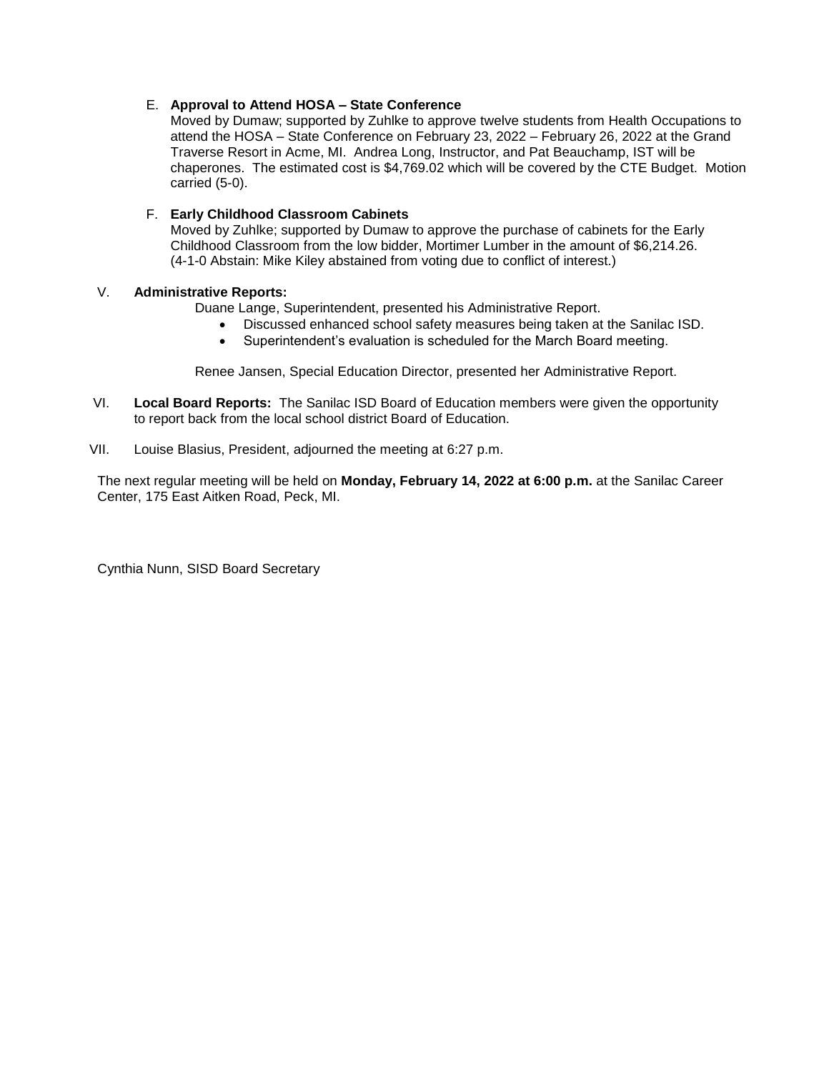E. **Approval to Attend HOSA – State Conference**
   Moved by Dumaw; supported by Zuhlke to approve twelve students from Health Occupations to attend the HOSA – State Conference on February 23, 2022 – February 26, 2022 at the Grand Traverse Resort in Acme, MI. Andrea Long, Instructor, and Pat Beauchamp, IST will be chaperones. The estimated cost is $4,769.02 which will be covered by the CTE Budget. Motion carried (5-0).

F. **Early Childhood Classroom Cabinets**
   Moved by Zuhlke; supported by Dumaw to approve the purchase of cabinets for the Early Childhood Classroom from the low bidder, Mortimer Lumber in the amount of $6,214.26. (4-1-0 Abstain: Mike Kiley abstained from voting due to conflict of interest.)

V. **Administrative Reports:**

   Duane Lange, Superintendent, presented his Administrative Report.

   - Discussed enhanced school safety measures being taken at the Sanilac ISD.
   - Superintendent's evaluation is scheduled for the March Board meeting.

   Renee Jansen, Special Education Director, presented her Administrative Report.

VI. **Local Board Reports:** The Sanilac ISD Board of Education members were given the opportunity to report back from the local school district Board of Education.

VII. Louise Blasius, President, adjourned the meeting at 6:27 p.m.

The next regular meeting will be held on **Monday, February 14, 2022 at 6:00 p.m.** at the Sanilac Career Center, 175 East Aitken Road, Peck, MI.

Cynthia Nunn, SISD Board Secretary